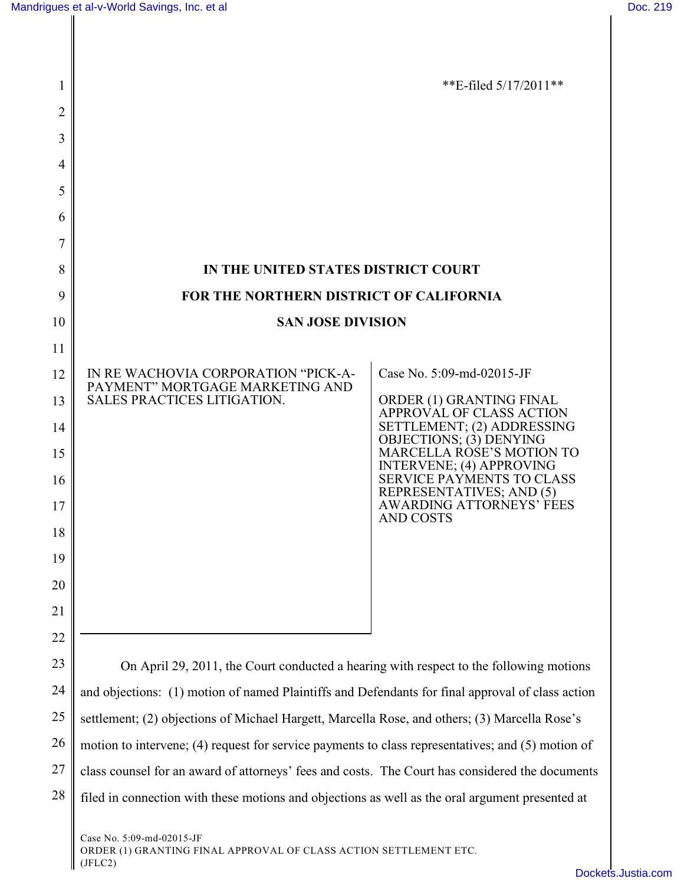**E-filed 5/17/2011**

**IN THE UNITED STATES DISTRICT COURT**

**FOR THE NORTHERN DISTRICT OF CALIFORNIA**

**SAN JOSE DIVISION**

| | |
|---|---|
| IN RE WACHOVIA CORPORATION "PICK-A-PAYMENT" MORTGAGE MARKETING AND SALES PRACTICES LITIGATION. | Case No. 5:09-md-02015-JF<br><br>ORDER (1) GRANTING FINAL APPROVAL OF CLASS ACTION SETTLEMENT; (2) ADDRESSING OBJECTIONS; (3) DENYING MARCELLA ROSE'S MOTION TO INTERVENE; (4) APPROVING SERVICE PAYMENTS TO CLASS REPRESENTATIVES; AND (5) AWARDING ATTORNEYS' FEES AND COSTS |

On April 29, 2011, the Court conducted a hearing with respect to the following motions and objections: (1) motion of named Plaintiffs and Defendants for final approval of class action settlement; (2) objections of Michael Hargett, Marcella Rose, and others; (3) Marcella Rose's motion to intervene; (4) request for service payments to class representatives; and (5) motion of class counsel for an award of attorneys' fees and costs. The Court has considered the documents filed in connection with these motions and objections as well as the oral argument presented at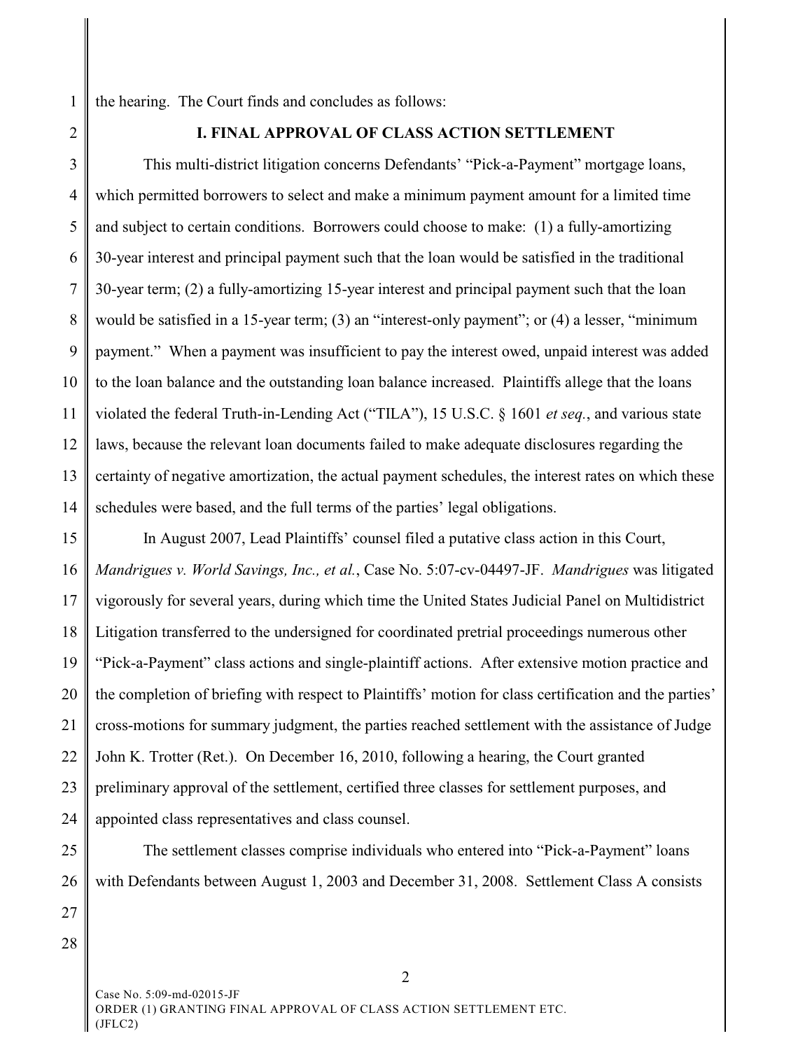the hearing. The Court finds and concludes as follows:

## I. FINAL APPROVAL OF CLASS ACTION SETTLEMENT

This multi-district litigation concerns Defendants' "Pick-a-Payment" mortgage loans, which permitted borrowers to select and make a minimum payment amount for a limited time and subject to certain conditions. Borrowers could choose to make: (1) a fully-amortizing 30-year interest and principal payment such that the loan would be satisfied in the traditional 30-year term; (2) a fully-amortizing 15-year interest and principal payment such that the loan would be satisfied in a 15-year term; (3) an "interest-only payment"; or (4) a lesser, "minimum payment." When a payment was insufficient to pay the interest owed, unpaid interest was added to the loan balance and the outstanding loan balance increased. Plaintiffs allege that the loans violated the federal Truth-in-Lending Act ("TILA"), 15 U.S.C. § 1601 *et seq.*, and various state laws, because the relevant loan documents failed to make adequate disclosures regarding the certainty of negative amortization, the actual payment schedules, the interest rates on which these schedules were based, and the full terms of the parties' legal obligations.

In August 2007, Lead Plaintiffs' counsel filed a putative class action in this Court, *Mandrigues v. World Savings, Inc., et al.*, Case No. 5:07-cv-04497-JF. *Mandrigues* was litigated vigorously for several years, during which time the United States Judicial Panel on Multidistrict Litigation transferred to the undersigned for coordinated pretrial proceedings numerous other "Pick-a-Payment" class actions and single-plaintiff actions. After extensive motion practice and the completion of briefing with respect to Plaintiffs' motion for class certification and the parties' cross-motions for summary judgment, the parties reached settlement with the assistance of Judge John K. Trotter (Ret.). On December 16, 2010, following a hearing, the Court granted preliminary approval of the settlement, certified three classes for settlement purposes, and appointed class representatives and class counsel.

The settlement classes comprise individuals who entered into "Pick-a-Payment" loans with Defendants between August 1, 2003 and December 31, 2008. Settlement Class A consists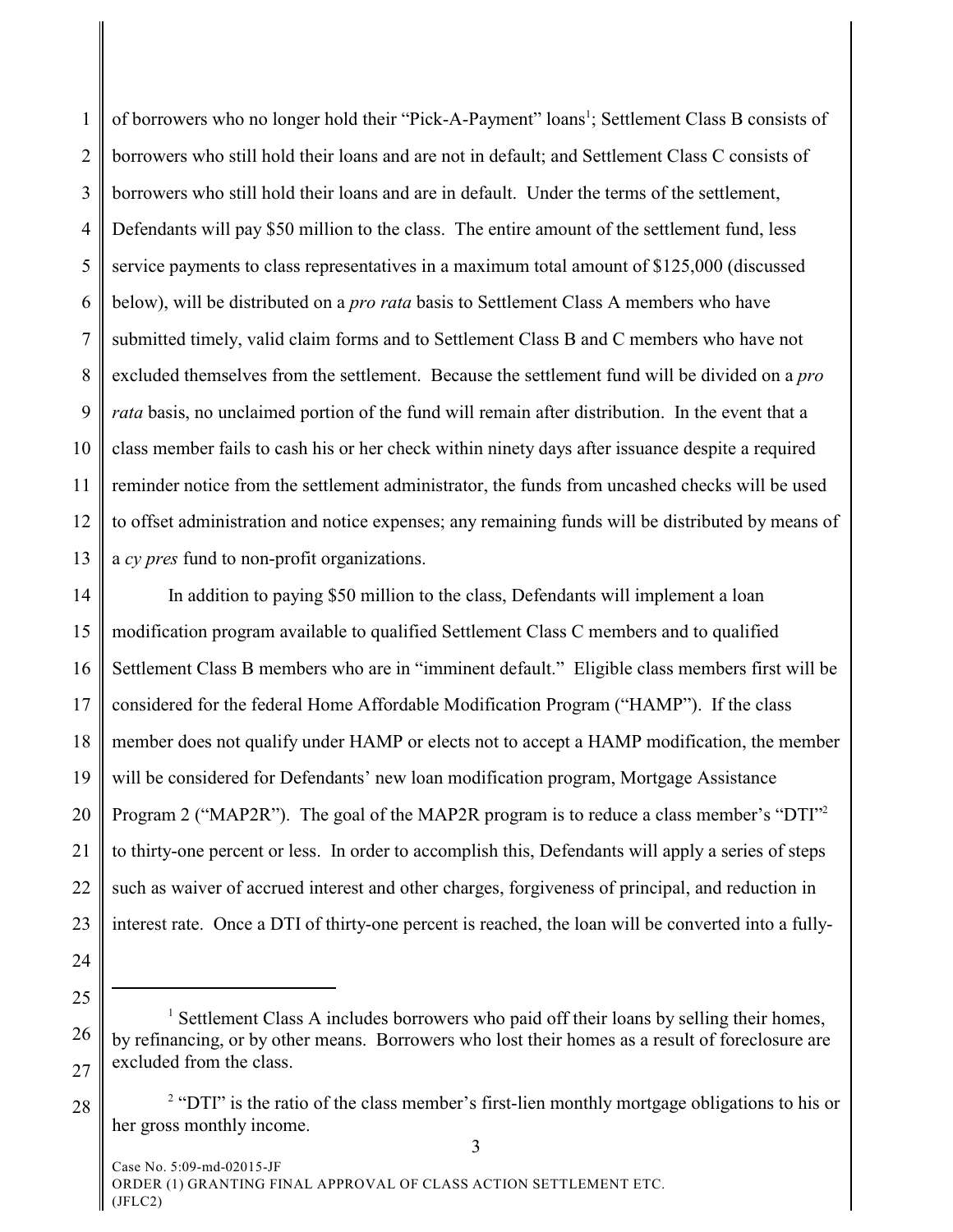of borrowers who no longer hold their "Pick-A-Payment" loans[1]; Settlement Class B consists of borrowers who still hold their loans and are not in default; and Settlement Class C consists of borrowers who still hold their loans and are in default. Under the terms of the settlement, Defendants will pay $50 million to the class. The entire amount of the settlement fund, less service payments to class representatives in a maximum total amount of $125,000 (discussed below), will be distributed on a *pro rata* basis to Settlement Class A members who have submitted timely, valid claim forms and to Settlement Class B and C members who have not excluded themselves from the settlement. Because the settlement fund will be divided on a *pro rata* basis, no unclaimed portion of the fund will remain after distribution. In the event that a class member fails to cash his or her check within ninety days after issuance despite a required reminder notice from the settlement administrator, the funds from uncashed checks will be used to offset administration and notice expenses; any remaining funds will be distributed by means of a *cy pres* fund to non-profit organizations.

In addition to paying $50 million to the class, Defendants will implement a loan modification program available to qualified Settlement Class C members and to qualified Settlement Class B members who are in "imminent default." Eligible class members first will be considered for the federal Home Affordable Modification Program ("HAMP"). If the class member does not qualify under HAMP or elects not to accept a HAMP modification, the member will be considered for Defendants' new loan modification program, Mortgage Assistance Program 2 ("MAP2R"). The goal of the MAP2R program is to reduce a class member's "DTI"[2] to thirty-one percent or less. In order to accomplish this, Defendants will apply a series of steps such as waiver of accrued interest and other charges, forgiveness of principal, and reduction in interest rate. Once a DTI of thirty-one percent is reached, the loan will be converted into a fully-

---

[1] Settlement Class A includes borrowers who paid off their loans by selling their homes, by refinancing, or by other means. Borrowers who lost their homes as a result of foreclosure are excluded from the class.

[2] "DTI" is the ratio of the class member's first-lien monthly mortgage obligations to his or her gross monthly income.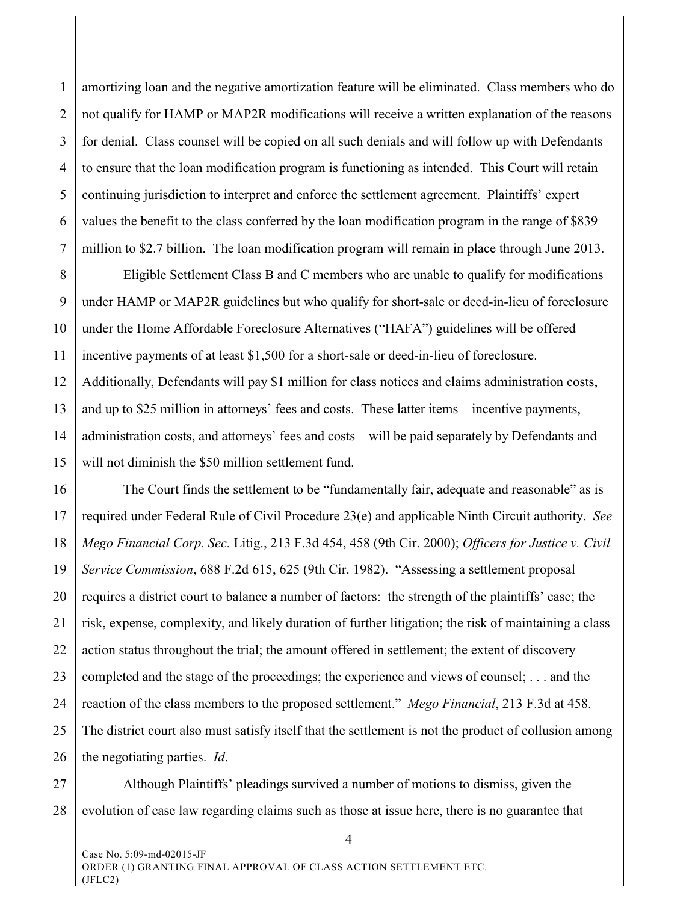amortizing loan and the negative amortization feature will be eliminated. Class members who do not qualify for HAMP or MAP2R modifications will receive a written explanation of the reasons for denial. Class counsel will be copied on all such denials and will follow up with Defendants to ensure that the loan modification program is functioning as intended. This Court will retain continuing jurisdiction to interpret and enforce the settlement agreement. Plaintiffs' expert values the benefit to the class conferred by the loan modification program in the range of $839 million to $2.7 billion. The loan modification program will remain in place through June 2013.

Eligible Settlement Class B and C members who are unable to qualify for modifications under HAMP or MAP2R guidelines but who qualify for short-sale or deed-in-lieu of foreclosure under the Home Affordable Foreclosure Alternatives ("HAFA") guidelines will be offered incentive payments of at least $1,500 for a short-sale or deed-in-lieu of foreclosure. Additionally, Defendants will pay $1 million for class notices and claims administration costs, and up to $25 million in attorneys' fees and costs. These latter items – incentive payments, administration costs, and attorneys' fees and costs – will be paid separately by Defendants and will not diminish the $50 million settlement fund.

The Court finds the settlement to be "fundamentally fair, adequate and reasonable" as is required under Federal Rule of Civil Procedure 23(e) and applicable Ninth Circuit authority. *See Mego Financial Corp. Sec.* Litig., 213 F.3d 454, 458 (9th Cir. 2000); *Officers for Justice v. Civil Service Commission*, 688 F.2d 615, 625 (9th Cir. 1982). "Assessing a settlement proposal requires a district court to balance a number of factors: the strength of the plaintiffs' case; the risk, expense, complexity, and likely duration of further litigation; the risk of maintaining a class action status throughout the trial; the amount offered in settlement; the extent of discovery completed and the stage of the proceedings; the experience and views of counsel; . . . and the reaction of the class members to the proposed settlement." *Mego Financial*, 213 F.3d at 458. The district court also must satisfy itself that the settlement is not the product of collusion among the negotiating parties. *Id*.

Although Plaintiffs' pleadings survived a number of motions to dismiss, given the evolution of case law regarding claims such as those at issue here, there is no guarantee that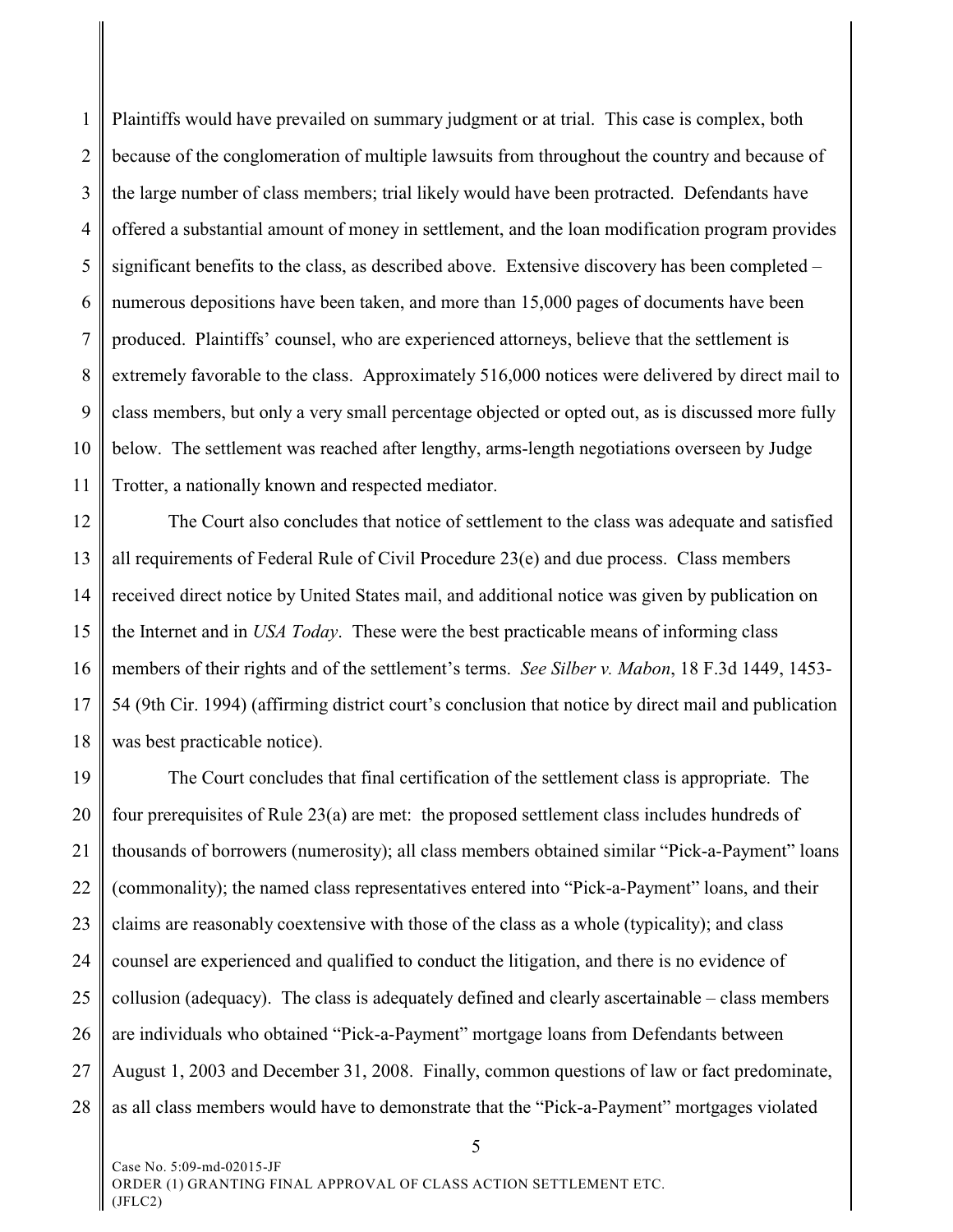Plaintiffs would have prevailed on summary judgment or at trial. This case is complex, both because of the conglomeration of multiple lawsuits from throughout the country and because of the large number of class members; trial likely would have been protracted. Defendants have offered a substantial amount of money in settlement, and the loan modification program provides significant benefits to the class, as described above. Extensive discovery has been completed – numerous depositions have been taken, and more than 15,000 pages of documents have been produced. Plaintiffs' counsel, who are experienced attorneys, believe that the settlement is extremely favorable to the class. Approximately 516,000 notices were delivered by direct mail to class members, but only a very small percentage objected or opted out, as is discussed more fully below. The settlement was reached after lengthy, arms-length negotiations overseen by Judge Trotter, a nationally known and respected mediator.

The Court also concludes that notice of settlement to the class was adequate and satisfied all requirements of Federal Rule of Civil Procedure 23(e) and due process. Class members received direct notice by United States mail, and additional notice was given by publication on the Internet and in *USA Today*. These were the best practicable means of informing class members of their rights and of the settlement's terms. *See Silber v. Mabon*, 18 F.3d 1449, 1453-54 (9th Cir. 1994) (affirming district court's conclusion that notice by direct mail and publication was best practicable notice).

The Court concludes that final certification of the settlement class is appropriate. The four prerequisites of Rule 23(a) are met: the proposed settlement class includes hundreds of thousands of borrowers (numerosity); all class members obtained similar "Pick-a-Payment" loans (commonality); the named class representatives entered into "Pick-a-Payment" loans, and their claims are reasonably coextensive with those of the class as a whole (typicality); and class counsel are experienced and qualified to conduct the litigation, and there is no evidence of collusion (adequacy). The class is adequately defined and clearly ascertainable – class members are individuals who obtained "Pick-a-Payment" mortgage loans from Defendants between August 1, 2003 and December 31, 2008. Finally, common questions of law or fact predominate, as all class members would have to demonstrate that the "Pick-a-Payment" mortgages violated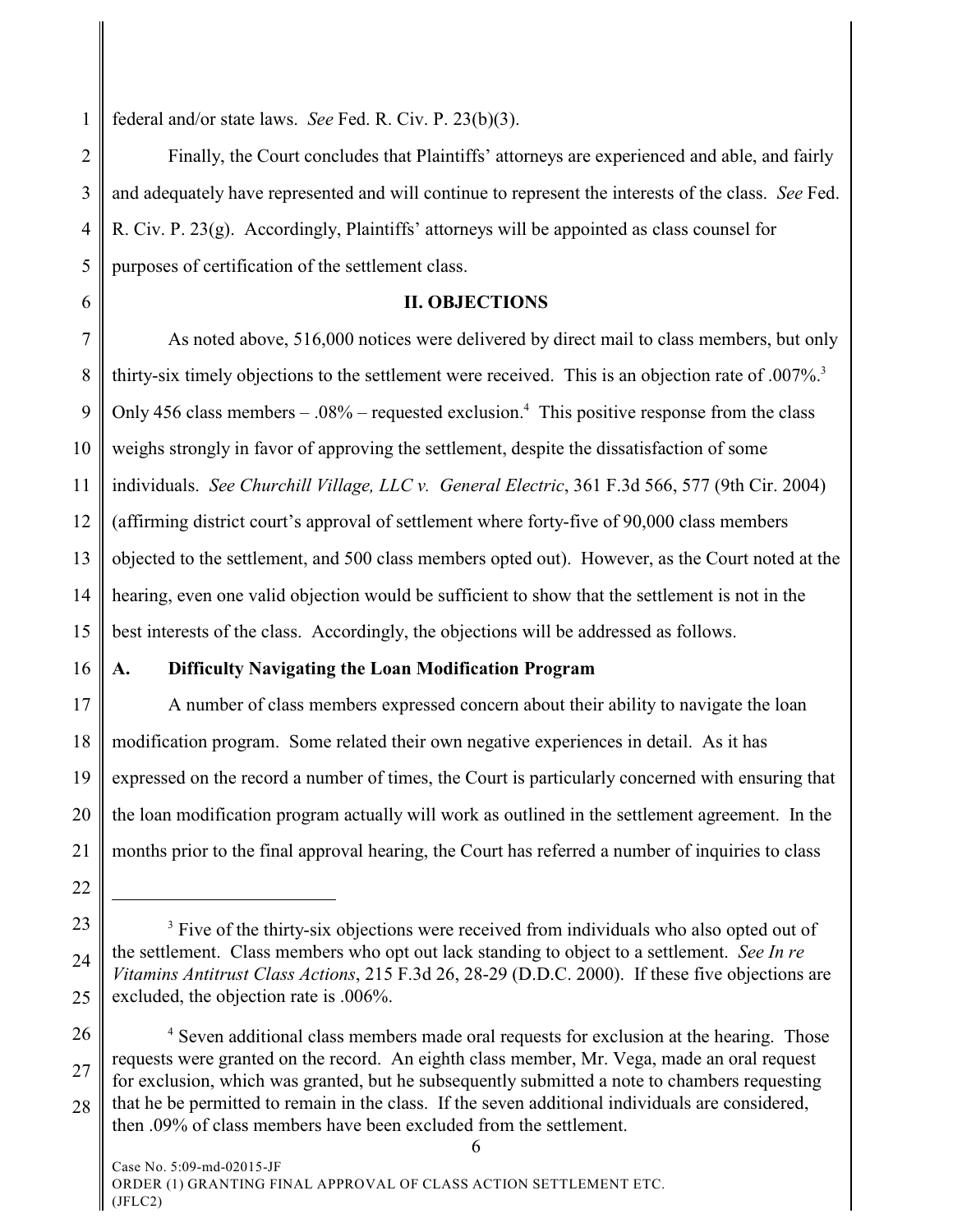federal and/or state laws. *See* Fed. R. Civ. P. 23(b)(3).

Finally, the Court concludes that Plaintiffs' attorneys are experienced and able, and fairly and adequately have represented and will continue to represent the interests of the class. *See* Fed. R. Civ. P. 23(g). Accordingly, Plaintiffs' attorneys will be appointed as class counsel for purposes of certification of the settlement class.

## II. OBJECTIONS

As noted above, 516,000 notices were delivered by direct mail to class members, but only thirty-six timely objections to the settlement were received. This is an objection rate of .007%.[3] Only 456 class members – .08% – requested exclusion.[4] This positive response from the class weighs strongly in favor of approving the settlement, despite the dissatisfaction of some individuals. *See Churchill Village, LLC v. General Electric*, 361 F.3d 566, 577 (9th Cir. 2004) (affirming district court's approval of settlement where forty-five of 90,000 class members objected to the settlement, and 500 class members opted out). However, as the Court noted at the hearing, even one valid objection would be sufficient to show that the settlement is not in the best interests of the class. Accordingly, the objections will be addressed as follows.

### A. Difficulty Navigating the Loan Modification Program

A number of class members expressed concern about their ability to navigate the loan modification program. Some related their own negative experiences in detail. As it has expressed on the record a number of times, the Court is particularly concerned with ensuring that the loan modification program actually will work as outlined in the settlement agreement. In the months prior to the final approval hearing, the Court has referred a number of inquiries to class

---

[3] Five of the thirty-six objections were received from individuals who also opted out of the settlement. Class members who opt out lack standing to object to a settlement. *See In re Vitamins Antitrust Class Actions*, 215 F.3d 26, 28-29 (D.D.C. 2000). If these five objections are excluded, the objection rate is .006%.

[4] Seven additional class members made oral requests for exclusion at the hearing. Those requests were granted on the record. An eighth class member, Mr. Vega, made an oral request for exclusion, which was granted, but he subsequently submitted a note to chambers requesting that he be permitted to remain in the class. If the seven additional individuals are considered, then .09% of class members have been excluded from the settlement.

Case No. 5:09-md-02015-JF
ORDER (1) GRANTING FINAL APPROVAL OF CLASS ACTION SETTLEMENT ETC.
(JFLC2)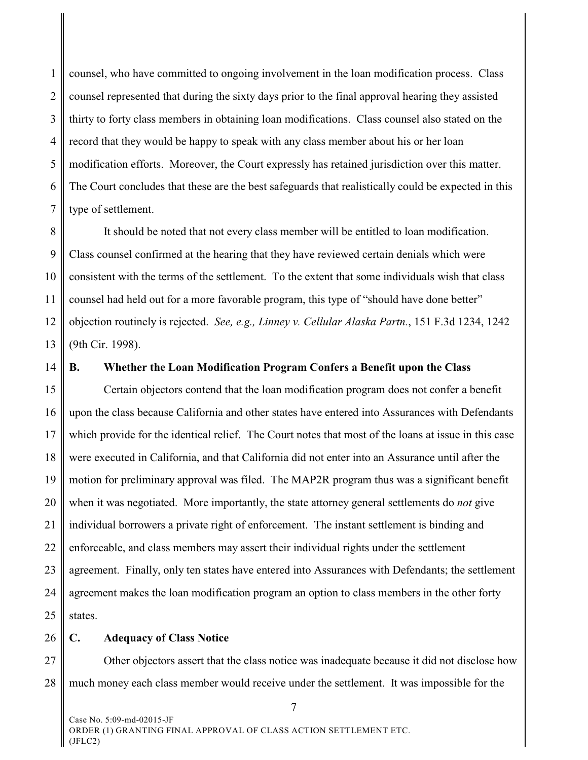counsel, who have committed to ongoing involvement in the loan modification process. Class counsel represented that during the sixty days prior to the final approval hearing they assisted thirty to forty class members in obtaining loan modifications. Class counsel also stated on the record that they would be happy to speak with any class member about his or her loan modification efforts. Moreover, the Court expressly has retained jurisdiction over this matter. The Court concludes that these are the best safeguards that realistically could be expected in this type of settlement.

It should be noted that not every class member will be entitled to loan modification. Class counsel confirmed at the hearing that they have reviewed certain denials which were consistent with the terms of the settlement. To the extent that some individuals wish that class counsel had held out for a more favorable program, this type of "should have done better" objection routinely is rejected. *See, e.g., Linney v. Cellular Alaska Partn.*, 151 F.3d 1234, 1242 (9th Cir. 1998).

### B. Whether the Loan Modification Program Confers a Benefit upon the Class

Certain objectors contend that the loan modification program does not confer a benefit upon the class because California and other states have entered into Assurances with Defendants which provide for the identical relief. The Court notes that most of the loans at issue in this case were executed in California, and that California did not enter into an Assurance until after the motion for preliminary approval was filed. The MAP2R program thus was a significant benefit when it was negotiated. More importantly, the state attorney general settlements do *not* give individual borrowers a private right of enforcement. The instant settlement is binding and enforceable, and class members may assert their individual rights under the settlement agreement. Finally, only ten states have entered into Assurances with Defendants; the settlement agreement makes the loan modification program an option to class members in the other forty states.

### C. Adequacy of Class Notice

Other objectors assert that the class notice was inadequate because it did not disclose how much money each class member would receive under the settlement. It was impossible for the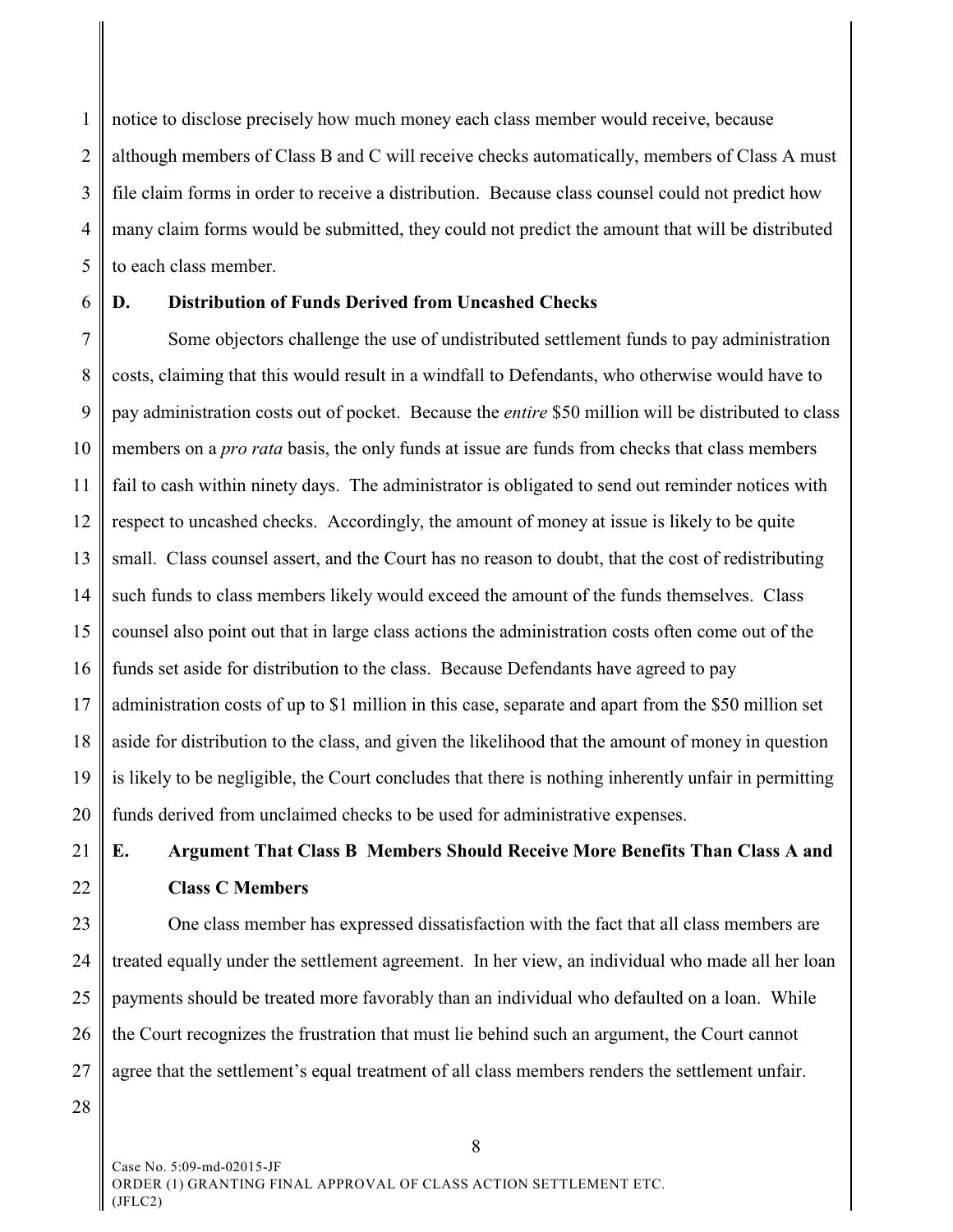notice to disclose precisely how much money each class member would receive, because although members of Class B and C will receive checks automatically, members of Class A must file claim forms in order to receive a distribution. Because class counsel could not predict how many claim forms would be submitted, they could not predict the amount that will be distributed to each class member.

### D. Distribution of Funds Derived from Uncashed Checks

Some objectors challenge the use of undistributed settlement funds to pay administration costs, claiming that this would result in a windfall to Defendants, who otherwise would have to pay administration costs out of pocket. Because the *entire* \$50 million will be distributed to class members on a *pro rata* basis, the only funds at issue are funds from checks that class members fail to cash within ninety days. The administrator is obligated to send out reminder notices with respect to uncashed checks. Accordingly, the amount of money at issue is likely to be quite small. Class counsel assert, and the Court has no reason to doubt, that the cost of redistributing such funds to class members likely would exceed the amount of the funds themselves. Class counsel also point out that in large class actions the administration costs often come out of the funds set aside for distribution to the class. Because Defendants have agreed to pay administration costs of up to \$1 million in this case, separate and apart from the \$50 million set aside for distribution to the class, and given the likelihood that the amount of money in question is likely to be negligible, the Court concludes that there is nothing inherently unfair in permitting funds derived from unclaimed checks to be used for administrative expenses.

### E. Argument That Class B Members Should Receive More Benefits Than Class A and Class C Members

One class member has expressed dissatisfaction with the fact that all class members are treated equally under the settlement agreement. In her view, an individual who made all her loan payments should be treated more favorably than an individual who defaulted on a loan. While the Court recognizes the frustration that must lie behind such an argument, the Court cannot agree that the settlement's equal treatment of all class members renders the settlement unfair.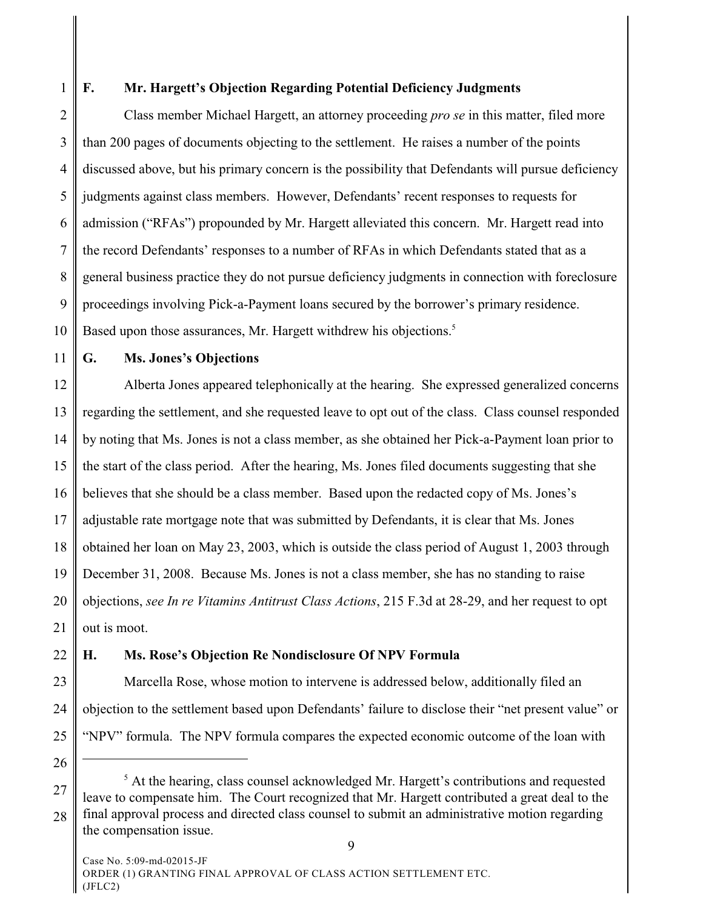### F. Mr. Hargett's Objection Regarding Potential Deficiency Judgments

Class member Michael Hargett, an attorney proceeding *pro se* in this matter, filed more than 200 pages of documents objecting to the settlement. He raises a number of the points discussed above, but his primary concern is the possibility that Defendants will pursue deficiency judgments against class members. However, Defendants' recent responses to requests for admission ("RFAs") propounded by Mr. Hargett alleviated this concern. Mr. Hargett read into the record Defendants' responses to a number of RFAs in which Defendants stated that as a general business practice they do not pursue deficiency judgments in connection with foreclosure proceedings involving Pick-a-Payment loans secured by the borrower's primary residence. Based upon those assurances, Mr. Hargett withdrew his objections.[5]

### G. Ms. Jones's Objections

Alberta Jones appeared telephonically at the hearing. She expressed generalized concerns regarding the settlement, and she requested leave to opt out of the class. Class counsel responded by noting that Ms. Jones is not a class member, as she obtained her Pick-a-Payment loan prior to the start of the class period. After the hearing, Ms. Jones filed documents suggesting that she believes that she should be a class member. Based upon the redacted copy of Ms. Jones's adjustable rate mortgage note that was submitted by Defendants, it is clear that Ms. Jones obtained her loan on May 23, 2003, which is outside the class period of August 1, 2003 through December 31, 2008. Because Ms. Jones is not a class member, she has no standing to raise objections, *see In re Vitamins Antitrust Class Actions*, 215 F.3d at 28-29, and her request to opt out is moot.

### H. Ms. Rose's Objection Re Nondisclosure Of NPV Formula

Marcella Rose, whose motion to intervene is addressed below, additionally filed an objection to the settlement based upon Defendants' failure to disclose their "net present value" or "NPV" formula. The NPV formula compares the expected economic outcome of the loan with

---

[5] At the hearing, class counsel acknowledged Mr. Hargett's contributions and requested leave to compensate him. The Court recognized that Mr. Hargett contributed a great deal to the final approval process and directed class counsel to submit an administrative motion regarding the compensation issue.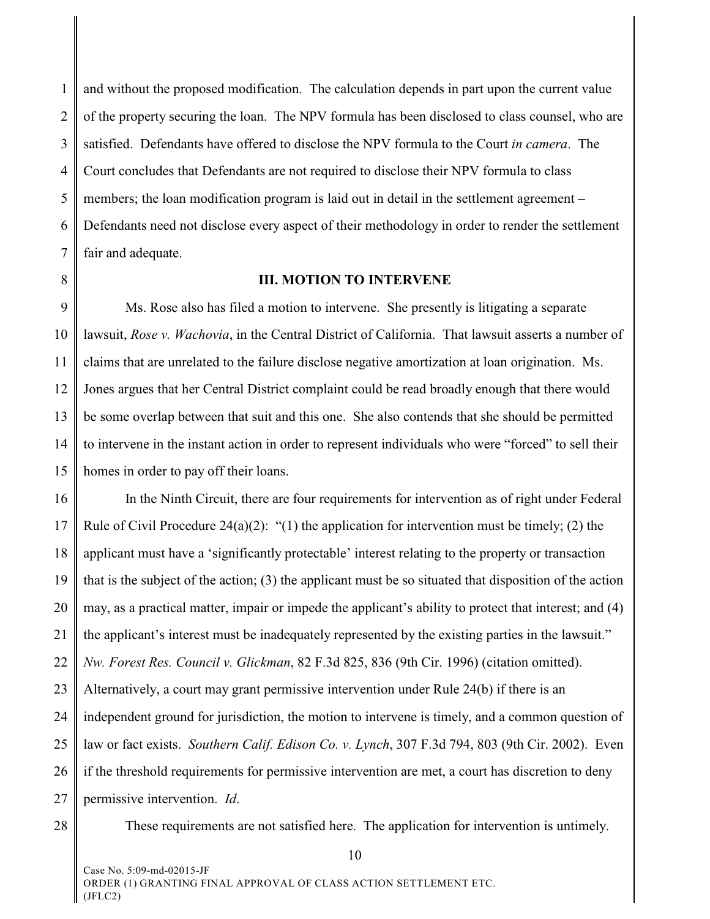and without the proposed modification. The calculation depends in part upon the current value of the property securing the loan. The NPV formula has been disclosed to class counsel, who are satisfied. Defendants have offered to disclose the NPV formula to the Court *in camera*. The Court concludes that Defendants are not required to disclose their NPV formula to class members; the loan modification program is laid out in detail in the settlement agreement – Defendants need not disclose every aspect of their methodology in order to render the settlement fair and adequate.

## III. MOTION TO INTERVENE

Ms. Rose also has filed a motion to intervene. She presently is litigating a separate lawsuit, *Rose v. Wachovia*, in the Central District of California. That lawsuit asserts a number of claims that are unrelated to the failure disclose negative amortization at loan origination. Ms. Jones argues that her Central District complaint could be read broadly enough that there would be some overlap between that suit and this one. She also contends that she should be permitted to intervene in the instant action in order to represent individuals who were "forced" to sell their homes in order to pay off their loans.

In the Ninth Circuit, there are four requirements for intervention as of right under Federal Rule of Civil Procedure 24(a)(2): "(1) the application for intervention must be timely; (2) the applicant must have a 'significantly protectable' interest relating to the property or transaction that is the subject of the action; (3) the applicant must be so situated that disposition of the action may, as a practical matter, impair or impede the applicant's ability to protect that interest; and (4) the applicant's interest must be inadequately represented by the existing parties in the lawsuit." *Nw. Forest Res. Council v. Glickman*, 82 F.3d 825, 836 (9th Cir. 1996) (citation omitted). Alternatively, a court may grant permissive intervention under Rule 24(b) if there is an independent ground for jurisdiction, the motion to intervene is timely, and a common question of law or fact exists. *Southern Calif. Edison Co. v. Lynch*, 307 F.3d 794, 803 (9th Cir. 2002). Even if the threshold requirements for permissive intervention are met, a court has discretion to deny permissive intervention. *Id*.

These requirements are not satisfied here. The application for intervention is untimely.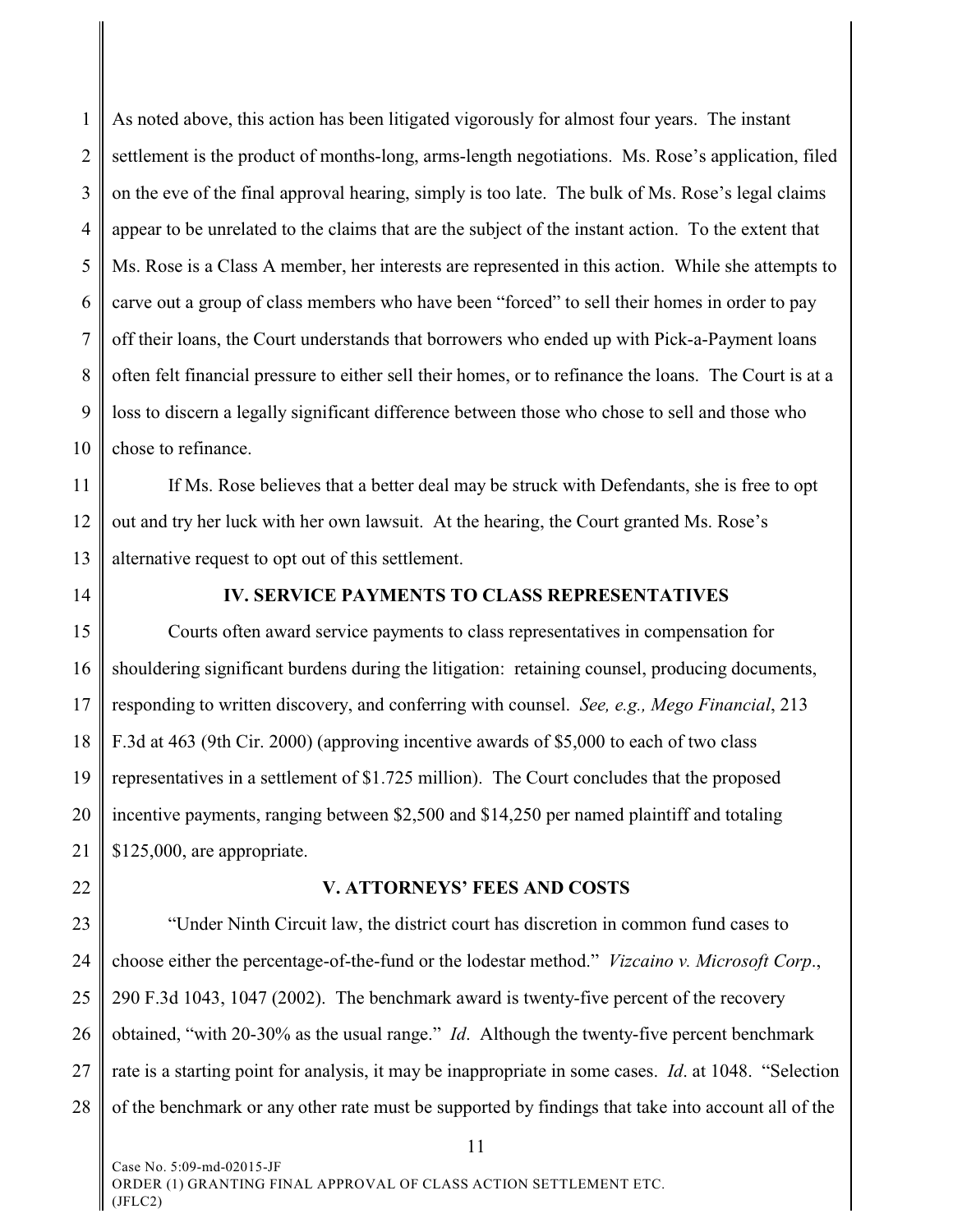As noted above, this action has been litigated vigorously for almost four years. The instant settlement is the product of months-long, arms-length negotiations. Ms. Rose's application, filed on the eve of the final approval hearing, simply is too late. The bulk of Ms. Rose's legal claims appear to be unrelated to the claims that are the subject of the instant action. To the extent that Ms. Rose is a Class A member, her interests are represented in this action. While she attempts to carve out a group of class members who have been "forced" to sell their homes in order to pay off their loans, the Court understands that borrowers who ended up with Pick-a-Payment loans often felt financial pressure to either sell their homes, or to refinance the loans. The Court is at a loss to discern a legally significant difference between those who chose to sell and those who chose to refinance.

If Ms. Rose believes that a better deal may be struck with Defendants, she is free to opt out and try her luck with her own lawsuit. At the hearing, the Court granted Ms. Rose's alternative request to opt out of this settlement.

## IV. SERVICE PAYMENTS TO CLASS REPRESENTATIVES

Courts often award service payments to class representatives in compensation for shouldering significant burdens during the litigation: retaining counsel, producing documents, responding to written discovery, and conferring with counsel. *See, e.g., Mego Financial*, 213 F.3d at 463 (9th Cir. 2000) (approving incentive awards of $5,000 to each of two class representatives in a settlement of $1.725 million). The Court concludes that the proposed incentive payments, ranging between $2,500 and $14,250 per named plaintiff and totaling $125,000, are appropriate.

## V. ATTORNEYS' FEES AND COSTS

"Under Ninth Circuit law, the district court has discretion in common fund cases to choose either the percentage-of-the-fund or the lodestar method." *Vizcaino v. Microsoft Corp*., 290 F.3d 1043, 1047 (2002). The benchmark award is twenty-five percent of the recovery obtained, "with 20-30% as the usual range." *Id*. Although the twenty-five percent benchmark rate is a starting point for analysis, it may be inappropriate in some cases. *Id*. at 1048. "Selection of the benchmark or any other rate must be supported by findings that take into account all of the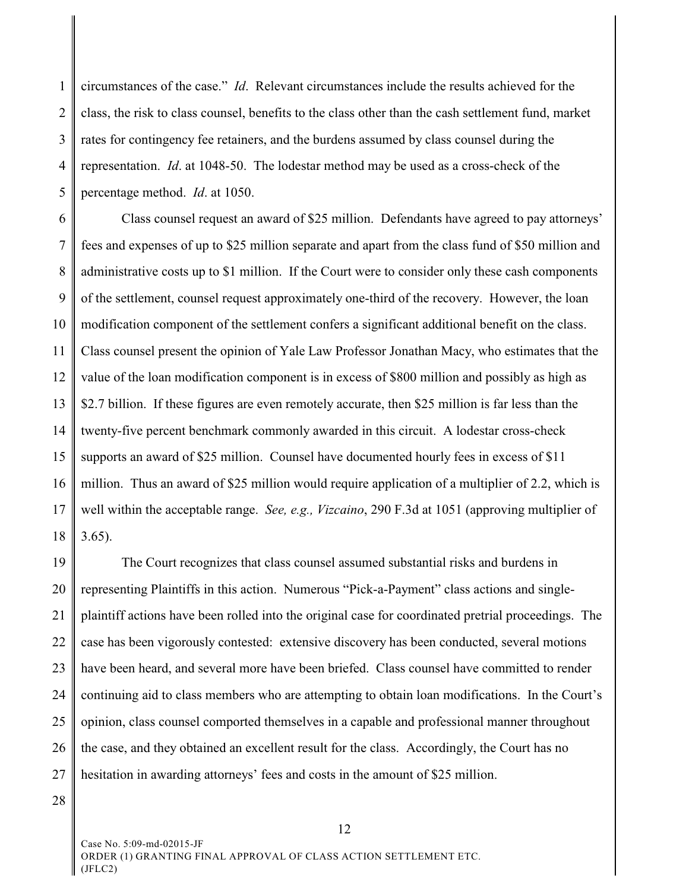circumstances of the case." *Id*. Relevant circumstances include the results achieved for the class, the risk to class counsel, benefits to the class other than the cash settlement fund, market rates for contingency fee retainers, and the burdens assumed by class counsel during the representation. *Id*. at 1048-50. The lodestar method may be used as a cross-check of the percentage method. *Id*. at 1050.

Class counsel request an award of $25 million. Defendants have agreed to pay attorneys' fees and expenses of up to $25 million separate and apart from the class fund of $50 million and administrative costs up to $1 million. If the Court were to consider only these cash components of the settlement, counsel request approximately one-third of the recovery. However, the loan modification component of the settlement confers a significant additional benefit on the class. Class counsel present the opinion of Yale Law Professor Jonathan Macy, who estimates that the value of the loan modification component is in excess of $800 million and possibly as high as $2.7 billion. If these figures are even remotely accurate, then $25 million is far less than the twenty-five percent benchmark commonly awarded in this circuit. A lodestar cross-check supports an award of $25 million. Counsel have documented hourly fees in excess of $11 million. Thus an award of $25 million would require application of a multiplier of 2.2, which is well within the acceptable range. *See, e.g., Vizcaino*, 290 F.3d at 1051 (approving multiplier of 3.65).

The Court recognizes that class counsel assumed substantial risks and burdens in representing Plaintiffs in this action. Numerous "Pick-a-Payment" class actions and single-plaintiff actions have been rolled into the original case for coordinated pretrial proceedings. The case has been vigorously contested: extensive discovery has been conducted, several motions have been heard, and several more have been briefed. Class counsel have committed to render continuing aid to class members who are attempting to obtain loan modifications. In the Court's opinion, class counsel comported themselves in a capable and professional manner throughout the case, and they obtained an excellent result for the class. Accordingly, the Court has no hesitation in awarding attorneys' fees and costs in the amount of $25 million.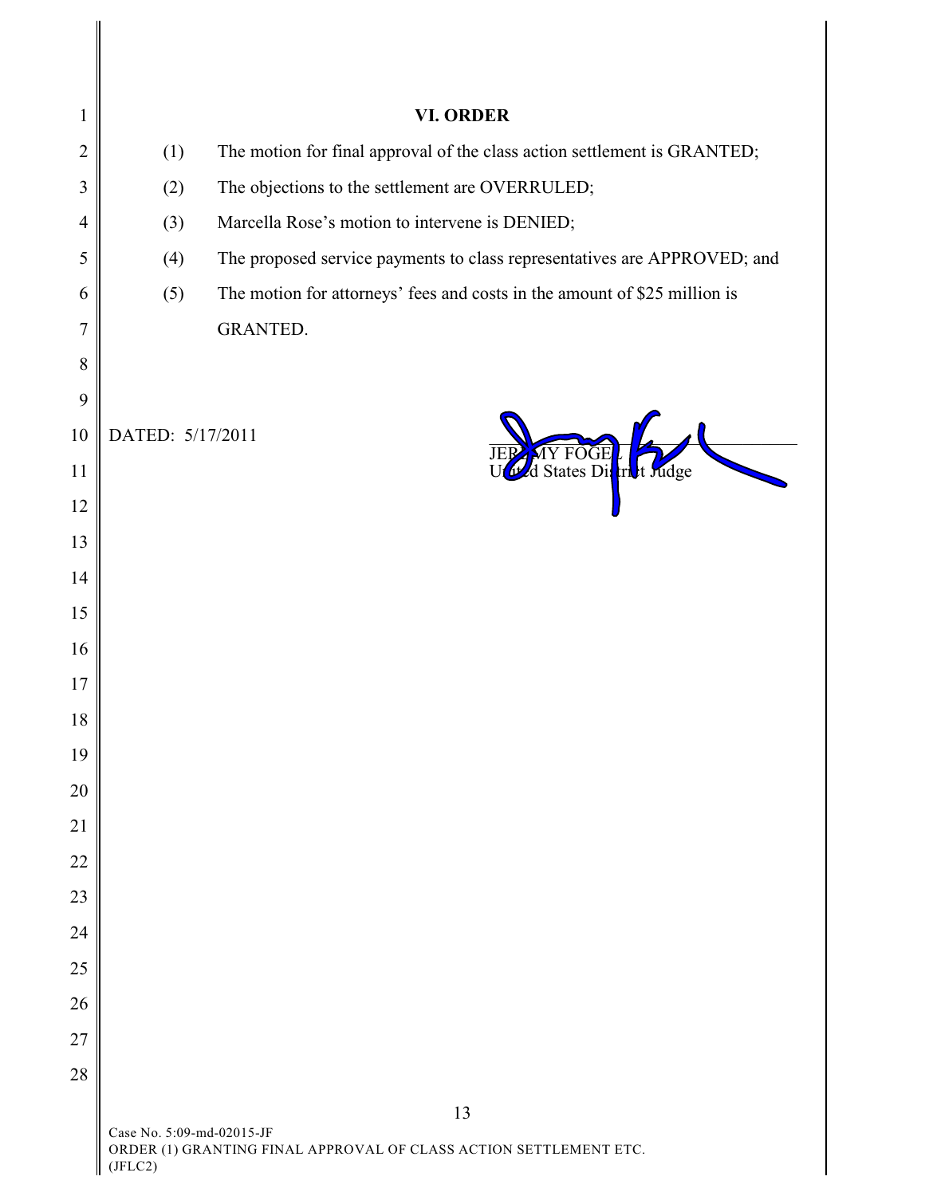## VI. ORDER

(1) The motion for final approval of the class action settlement is GRANTED;

(2) The objections to the settlement are OVERRULED;

(3) Marcella Rose's motion to intervene is DENIED;

(4) The proposed service payments to class representatives are APPROVED; and

(5) The motion for attorneys' fees and costs in the amount of $25 million is GRANTED.

DATED: 5/17/2011

JEREMY FOGEL
United States District Judge

Case No. 5:09-md-02015-JF
ORDER (1) GRANTING FINAL APPROVAL OF CLASS ACTION SETTLEMENT ETC.
(JFLC2)